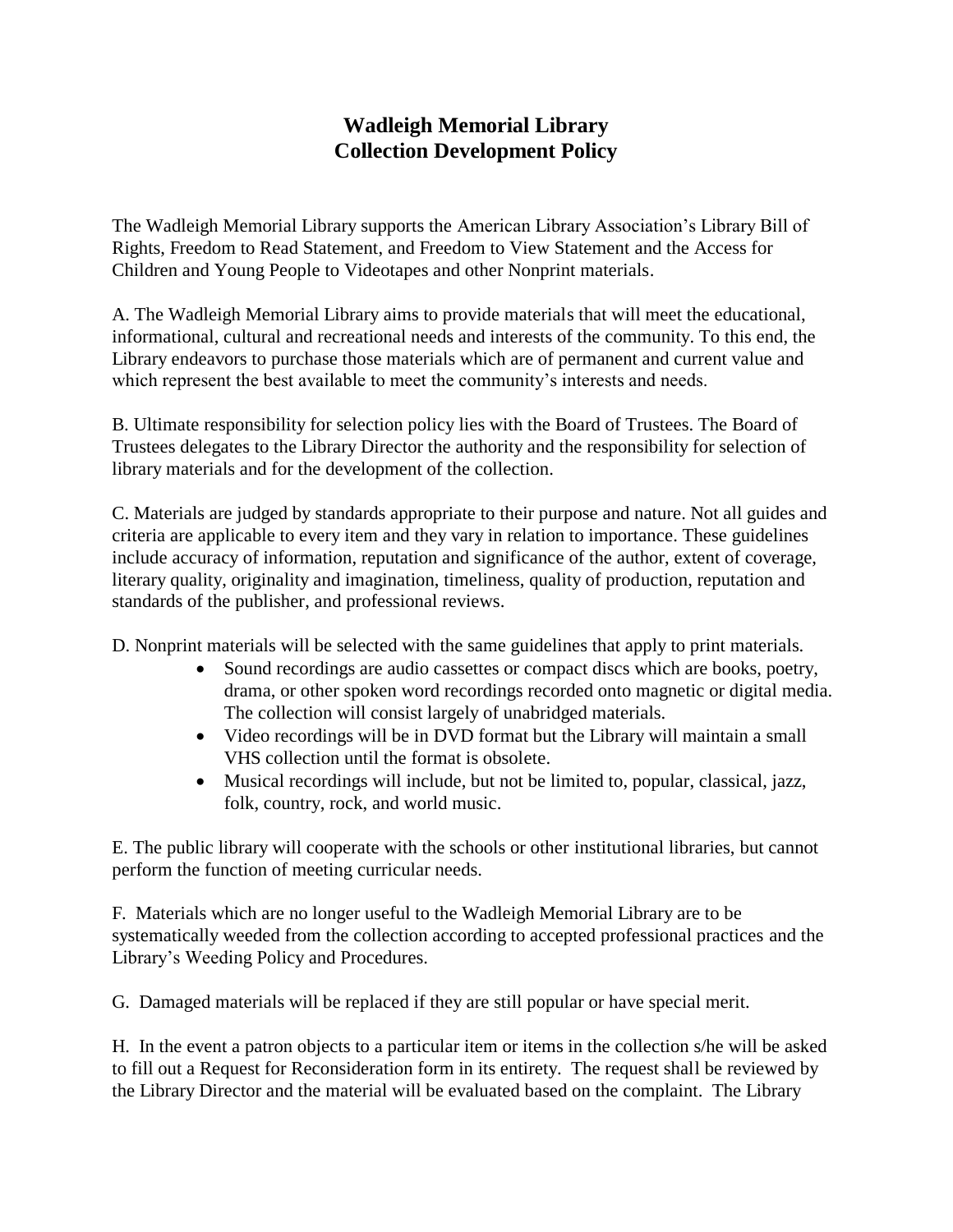# Wadleigh Memorial Library
# Collection Development Policy

The Wadleigh Memorial Library supports the American Library Association's Library Bill of Rights, Freedom to Read Statement, and Freedom to View Statement and the Access for Children and Young People to Videotapes and other Nonprint materials.

A. The Wadleigh Memorial Library aims to provide materials that will meet the educational, informational, cultural and recreational needs and interests of the community. To this end, the Library endeavors to purchase those materials which are of permanent and current value and which represent the best available to meet the community's interests and needs.

B. Ultimate responsibility for selection policy lies with the Board of Trustees. The Board of Trustees delegates to the Library Director the authority and the responsibility for selection of library materials and for the development of the collection.

C. Materials are judged by standards appropriate to their purpose and nature. Not all guides and criteria are applicable to every item and they vary in relation to importance. These guidelines include accuracy of information, reputation and significance of the author, extent of coverage, literary quality, originality and imagination, timeliness, quality of production, reputation and standards of the publisher, and professional reviews.

D. Nonprint materials will be selected with the same guidelines that apply to print materials.

- Sound recordings are audio cassettes or compact discs which are books, poetry, drama, or other spoken word recordings recorded onto magnetic or digital media. The collection will consist largely of unabridged materials.
- Video recordings will be in DVD format but the Library will maintain a small VHS collection until the format is obsolete.
- Musical recordings will include, but not be limited to, popular, classical, jazz, folk, country, rock, and world music.

E. The public library will cooperate with the schools or other institutional libraries, but cannot perform the function of meeting curricular needs.

F. Materials which are no longer useful to the Wadleigh Memorial Library are to be systematically weeded from the collection according to accepted professional practices and the Library's Weeding Policy and Procedures.

G. Damaged materials will be replaced if they are still popular or have special merit.

H. In the event a patron objects to a particular item or items in the collection s/he will be asked to fill out a Request for Reconsideration form in its entirety. The request shall be reviewed by the Library Director and the material will be evaluated based on the complaint. The Library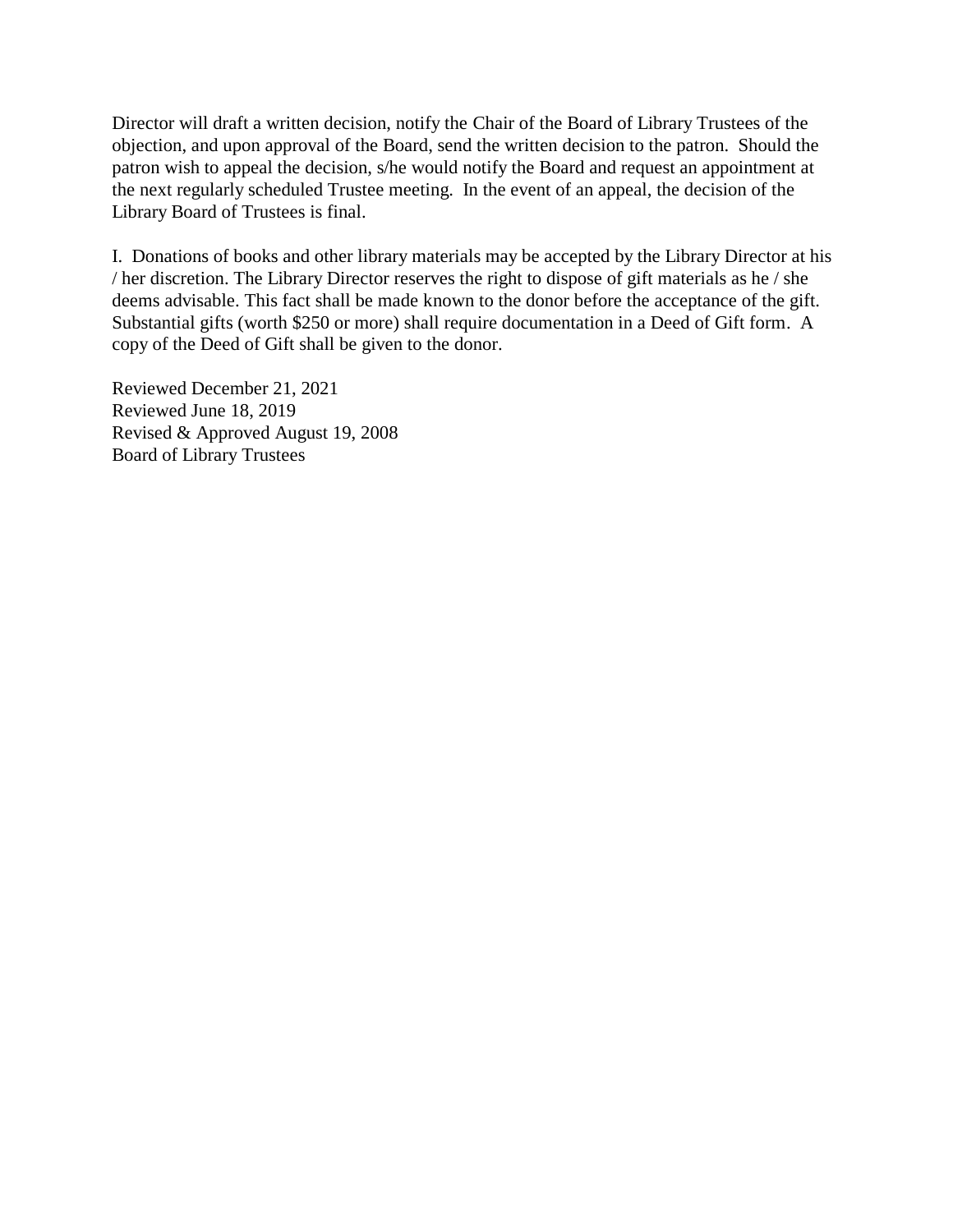Director will draft a written decision, notify the Chair of the Board of Library Trustees of the objection, and upon approval of the Board, send the written decision to the patron. Should the patron wish to appeal the decision, s/he would notify the Board and request an appointment at the next regularly scheduled Trustee meeting. In the event of an appeal, the decision of the Library Board of Trustees is final.

I. Donations of books and other library materials may be accepted by the Library Director at his / her discretion. The Library Director reserves the right to dispose of gift materials as he / she deems advisable. This fact shall be made known to the donor before the acceptance of the gift. Substantial gifts (worth $250 or more) shall require documentation in a Deed of Gift form. A copy of the Deed of Gift shall be given to the donor.

Reviewed December 21, 2021  
Reviewed June 18, 2019  
Revised & Approved August 19, 2008  
Board of Library Trustees